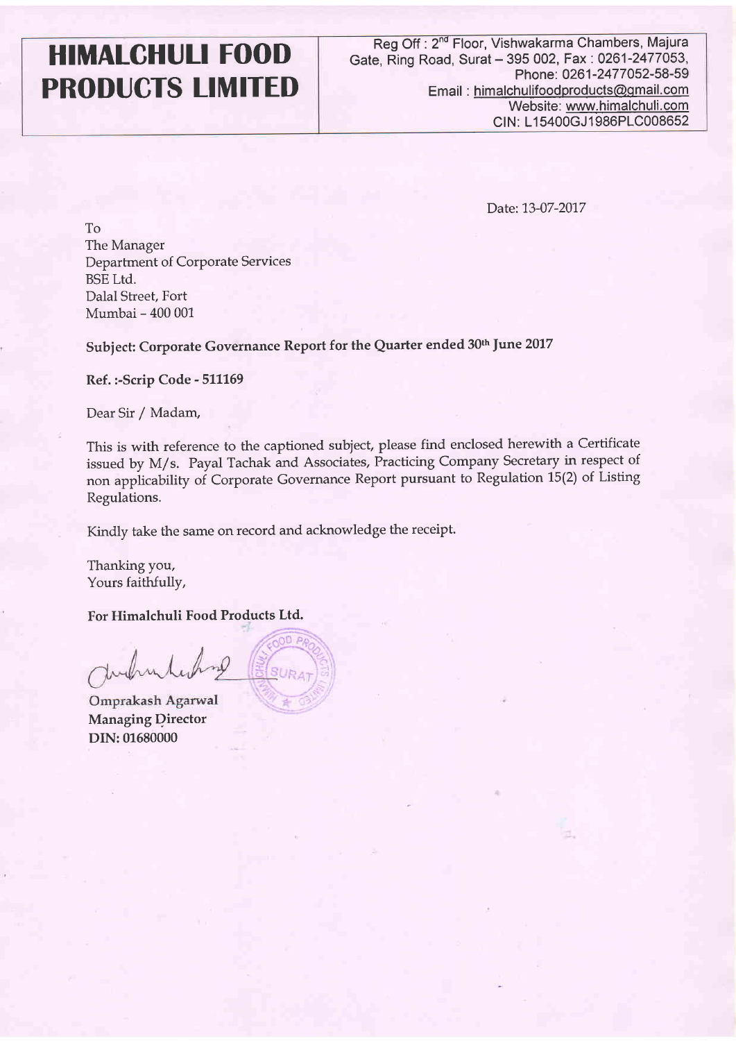# HIMALCHULI FOOD PRODUCTS LIMITED

Reg Off : 2nd Floor, Vishwakarma Chambers, Majura Gate, Ring Road, Surat – 395 002, Fax : 0261-2477053, Phone: 0261-2477052-58-59
Email : himalchulifoodproducts@gmail.com
Website: www.himalchuli.com
CIN: L15400GJ1986PLC008652

Date: 13-07-2017

To
The Manager
Department of Corporate Services
BSE Ltd.
Dalal Street, Fort
Mumbai – 400 001

**Subject: Corporate Governance Report for the Quarter ended 30th June 2017**

**Ref. :-Scrip Code - 511169**

Dear Sir / Madam,

This is with reference to the captioned subject, please find enclosed herewith a Certificate issued by M/s. Payal Tachak and Associates, Practicing Company Secretary in respect of non applicability of Corporate Governance Report pursuant to Regulation 15(2) of Listing Regulations.

Kindly take the same on record and acknowledge the receipt.

Thanking you,
Yours faithfully,

**For Himalchuli Food Products Ltd.**

**Omprakash Agarwal**
**Managing Director**
**DIN: 01680000**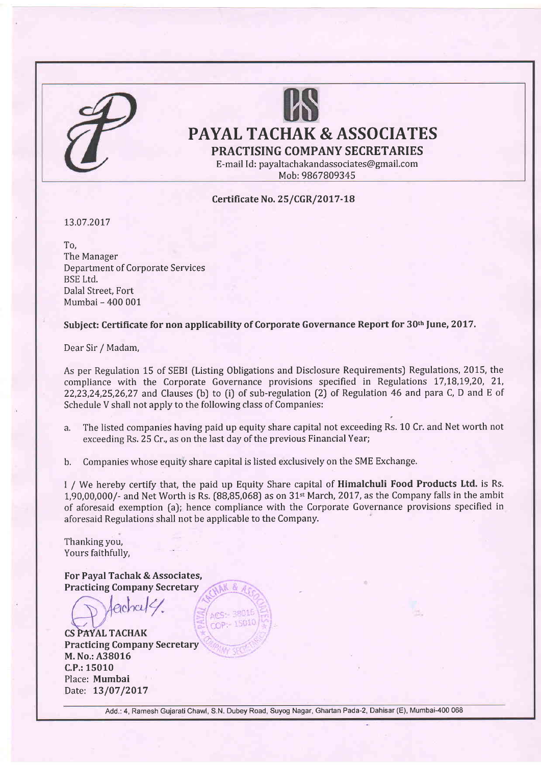# PAYAL TACHAK & ASSOCIATES

## PRACTISING COMPANY SECRETARIES

E-mail Id: payaltachakandassociates@gmail.com
Mob: 9867809345

**Certificate No. 25/CGR/2017-18**

13.07.2017

To,
The Manager
Department of Corporate Services
BSE Ltd.
Dalal Street, Fort
Mumbai – 400 001

**Subject: Certificate for non applicability of Corporate Governance Report for 30th June, 2017.**

Dear Sir / Madam,

As per Regulation 15 of SEBI (Listing Obligations and Disclosure Requirements) Regulations, 2015, the compliance with the Corporate Governance provisions specified in Regulations 17,18,19,20, 21, 22,23,24,25,26,27 and Clauses (b) to (i) of sub-regulation (2) of Regulation 46 and para C, D and E of Schedule V shall not apply to the following class of Companies:

a. The listed companies having paid up equity share capital not exceeding Rs. 10 Cr. and Net worth not exceeding Rs. 25 Cr., as on the last day of the previous Financial Year;

b. Companies whose equity share capital is listed exclusively on the SME Exchange.

I / We hereby certify that, the paid up Equity Share capital of **Himalchuli Food Products Ltd.** is Rs. 1,90,00,000/- and Net Worth is Rs. (88,85,068) as on 31st March, 2017, as the Company falls in the ambit of aforesaid exemption (a); hence compliance with the Corporate Governance provisions specified in aforesaid Regulations shall not be applicable to the Company.

Thanking you,
Yours faithfully,

**For Payal Tachak & Associates,**
**Practicing Company Secretary**

**CS PAYAL TACHAK**
**Practicing Company Secretary**
**M. No.: A38016**
**C.P.: 15010**
Place: **Mumbai**
Date: **13/07/2017**

Add.: 4, Ramesh Gujarati Chawl, S.N. Dubey Road, Suyog Nagar, Ghartan Pada-2, Dahisar (E), Mumbai-400 068